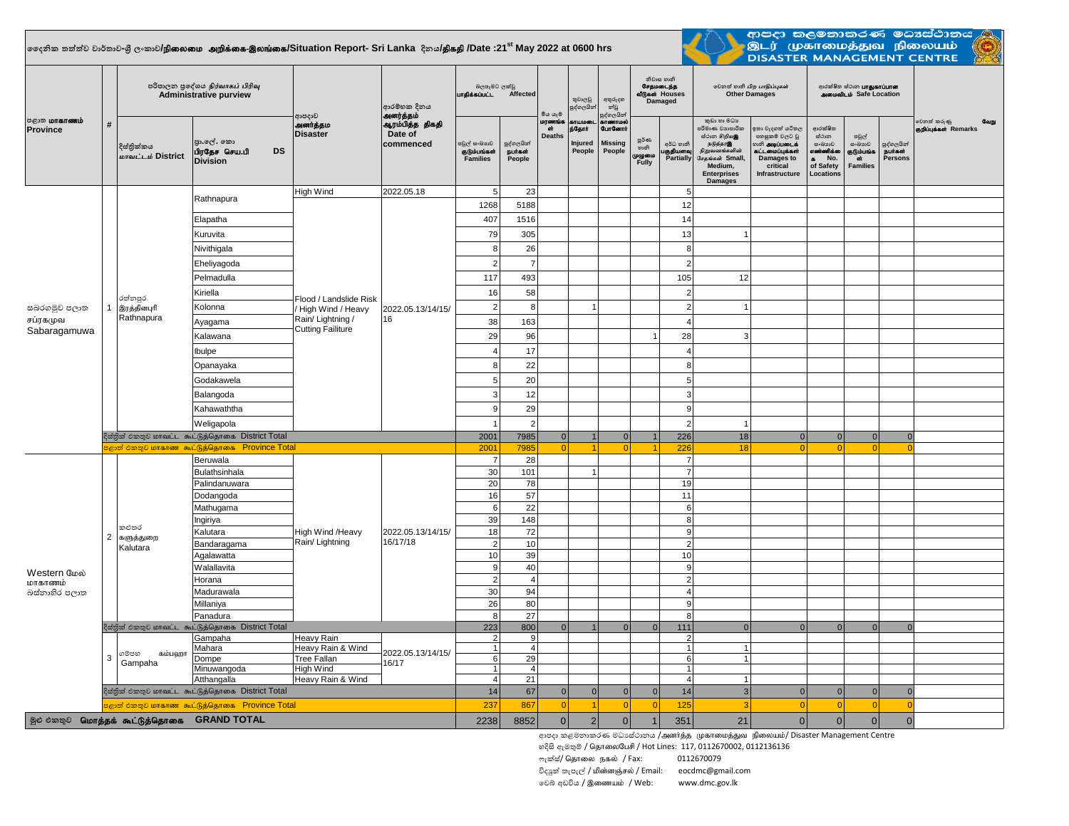# දෛනික තත්ත්ව වාර්තාව-ශ්‍රී ලංකාව/நிலைமை அறிக்கை-இலங்கை/Situation Report- Sri Lanka දිනය/திகதி /Date :21st May 2022 at 0600 hrs

ආපදා කළමනාකරණ මධ්‍යස්ථානය / இடர் முகாமைத்துவ நிலையம் / DISASTER MANAGEMENT CENTRE

| පළාත මාකාணம் Province | # | දිස්ත්‍රික්කය மாவட்டம் District | ප්‍රා.ලේ. කො பிரதேச செய.பி DS Division | ආපදාව அனர்த்தம Disaster | ආරම්භක දිනය அனர்த்தம் ஆரம்பித்த திகதி Date of commenced | බලපෑමට ලක්වූ பாதிக்கப்பட்ட Affected - පවුල් සංඛ්‍යාව குடும்பங்கள் Families | බලපෑමට ලක්වූ பாதிக்கப்பட்ட Affected - පුද්ගලයින් நபர்கள் People | මිය යෑම් மரணங்கள் Deaths | තුවාලවූ පුද්ගලයින් காயமடைந்தோர் Injured People | අතුරුදහන් වූ පුද්ගලයින් காணாமல் போனோர் Missing People | නිවාස හානි சேதமடைந்த வீடுகள் Houses Damaged - පූර්ණ හානි முழுமை Fully | නිවාස හානි Houses Damaged - අර්ධ හානි பகுதியளவு Partially | වෙනත් හානි பிற பாதிப்புகள் Other Damages - කුඩා හා මධ්‍ය පරිමාණ ව්‍යාපාරික ස්ථාන සිරியஇ நடுத்தரஇ நிறுவனங்களின் சேதங்கள் Small, Medium, Enterprises Damages | වෙනත් හානි Other Damages - ඉතා වැදගත් යටිතල පහසුකම් වලට වූ හානි அடிப்படைக் கட்டமைப்புக்கள் Damages to critical Infrastructure | ආරක්ෂිත ස්ථාන பாதுகாப்பான அமைவிடம் Safe Location - ආරක්ෂිත ස්ථාන සංඛ්‍යාව எண்ணிக்கை No. of Safety Locations | ආරක්ෂිත ස්ථාන Safe Location - පවුල් සංඛ්‍යාව குடும்பங்கள் Families | ආරක්ෂිත ස්ථාන Safe Location - පුද්ගලයින් நபர்கள் Persons | වෙනත් කරුණු வேறு குறிப்புக்கள் Remarks |
|---|---|---|---|---|---|---|---|---|---|---|---|---|---|---|---|---|---|---|
| සබරගමුව පළාත சப்ரகமுவ Sabaragamuwa | 1 | රත්නපුර இரத்தினபுரி Rathnapura | Rathnapura | High Wind | 2022.05.18 | 5 | 23 | | | | | 5 | | | | | | |
| | | | | Flood / Landslide Risk / High Wind / Heavy Rain/ Lightning / Cutting Failiture | 2022.05.13/14/15/16 | 1268 | 5188 | | | | | 12 | | | | | | |
| | | | Elapatha | | | 407 | 1516 | | | | | 14 | | | | | | |
| | | | Kuruvita | | | 79 | 305 | | | | | 13 | 1 | | | | | |
| | | | Nivithigala | | | 8 | 26 | | | | | 8 | | | | | | |
| | | | Eheliyagoda | | | 2 | 7 | | | | | 2 | | | | | | |
| | | | Pelmadulla | | | 117 | 493 | | | | | 105 | 12 | | | | | |
| | | | Kiriella | | | 16 | 58 | | | | | 2 | | | | | | |
| | | | Kolonna | | | 2 | 8 | | 1 | | | 2 | 1 | | | | | |
| | | | Ayagama | | | 38 | 163 | | | | | 4 | | | | | | |
| | | | Kalawana | | | 29 | 96 | | | | 1 | 28 | 3 | | | | | |
| | | | Ibulpe | | | 4 | 17 | | | | | 4 | | | | | | |
| | | | Opanayaka | | | 8 | 22 | | | | | 8 | | | | | | |
| | | | Godakawela | | | 5 | 20 | | | | | 5 | | | | | | |
| | | | Balangoda | | | 3 | 12 | | | | | 3 | | | | | | |
| | | | Kahawaththa | | | 9 | 29 | | | | | 9 | | | | | | |
| | | | Weligapola | | | 1 | 2 | | | | | 2 | 1 | | | | | |
| | | දිස්ත්‍රික් එකතුව மாவட்ட கூட்டுத்தொகை District Total | | | | 2001 | 7985 | 0 | 1 | 0 | 1 | 226 | 18 | 0 | 0 | 0 | 0 | |
| | | පළාත් එකතුව மாகாண கூட்டுத்தொகை Province Total | | | | 2001 | 7985 | 0 | 1 | 0 | 1 | 226 | 18 | 0 | 0 | 0 | 0 | |
| Western மேல் மாகாணம் බස්නාහිර පළාත | 2 | කළුතර களுத்துறை Kalutara | Beruwala | High Wind /Heavy Rain/ Lightning | 2022.05.13/14/15/16/17/18 | 7 | 28 | | | | | 7 | | | | | | |
| | | | Bulathsinhala | | | 30 | 101 | | 1 | | | 7 | | | | | | |
| | | | Palindanuwara | | | 20 | 78 | | | | | 19 | | | | | | |
| | | | Dodangoda | | | 16 | 57 | | | | | 11 | | | | | | |
| | | | Mathugama | | | 6 | 22 | | | | | 6 | | | | | | |
| | | | Ingiriya | | | 39 | 148 | | | | | 8 | | | | | | |
| | | | Kalutara | | | 18 | 72 | | | | | 9 | | | | | | |
| | | | Bandaragama | | | 2 | 10 | | | | | 2 | | | | | | |
| | | | Agalawatta | | | 10 | 39 | | | | | 10 | | | | | | |
| | | | Walallavita | | | 9 | 40 | | | | | 9 | | | | | | |
| | | | Horana | | | 2 | 4 | | | | | 2 | | | | | | |
| | | | Madurawala | | | 30 | 94 | | | | | 4 | | | | | | |
| | | | Millaniya | | | 26 | 80 | | | | | 9 | | | | | | |
| | | | Panadura | | | 8 | 27 | | | | | 8 | | | | | | |
| | | දිස්ත්‍රික් එකතුව மாவட்ட கூட்டுத்தொகை District Total | | | | 223 | 800 | 0 | 1 | 0 | 0 | 111 | 0 | 0 | 0 | 0 | 0 | |
| | 3 | ගම්පහ கம்பஹா Gampaha | Gampaha | Heavy Rain | 2022.05.13/14/15/16/17 | 2 | 9 | | | | | 2 | | | | | | |
| | | | Mahara | Heavy Rain & Wind | | 1 | 4 | | | | | 1 | 1 | | | | | |
| | | | Dompe | Tree Fallan | | 6 | 29 | | | | | 6 | 1 | | | | | |
| | | | Minuwangoda | High Wind | | 1 | 4 | | | | | 1 | | | | | | |
| | | | Atthangalla | Heavy Rain & Wind | | 4 | 21 | | | | | 4 | 1 | | | | | |
| | | දිස්ත්‍රික් එකතුව மாவட்ட கூட்டுத்தொகை District Total | | | | 14 | 67 | 0 | 0 | 0 | 0 | 14 | 3 | 0 | 0 | 0 | 0 | |
| | | පළාත් එකතුව மாகாண கூட்டுத்தொகை Province Total | | | | 237 | 867 | 0 | 1 | 0 | 0 | 125 | 3 | 0 | 0 | 0 | 0 | |
| මුළු එකතුව மொத்தக் கூட்டுத்தொகை GRAND TOTAL | | | | | | 2238 | 8852 | 0 | 2 | 0 | 1 | 351 | 21 | 0 | 0 | 0 | 0 | |

ආපදා කළමනාකරණ මධ්‍යස්ථානය /அனர்த்த முகாமைத்துவ நிலையம்/ Disaster Management Centre

හදිසි ඇමතුම් / தொலைபேசி / Hot Lines: 117, 0112670002, 0112136136

ෆැක්ස්/ தொலை நகல் / Fax: 0112670079

විද්‍යුත් තැපැල් / மின்னஞ்சல் / Email: eocdmc@gmail.com

වෙබ් අඩවිය / இணையம் / Web: www.dmc.gov.lk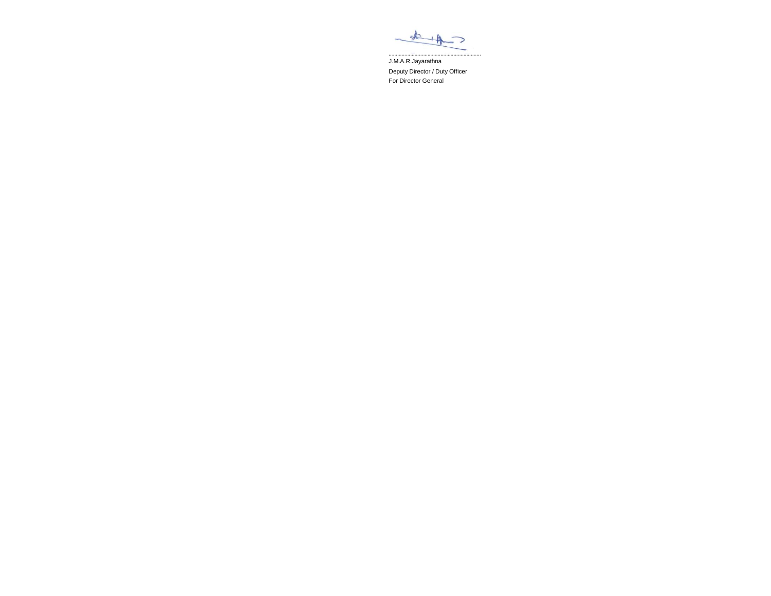..............................................................

J.M.A.R.Jayarathna

Deputy Director / Duty Officer

For Director General